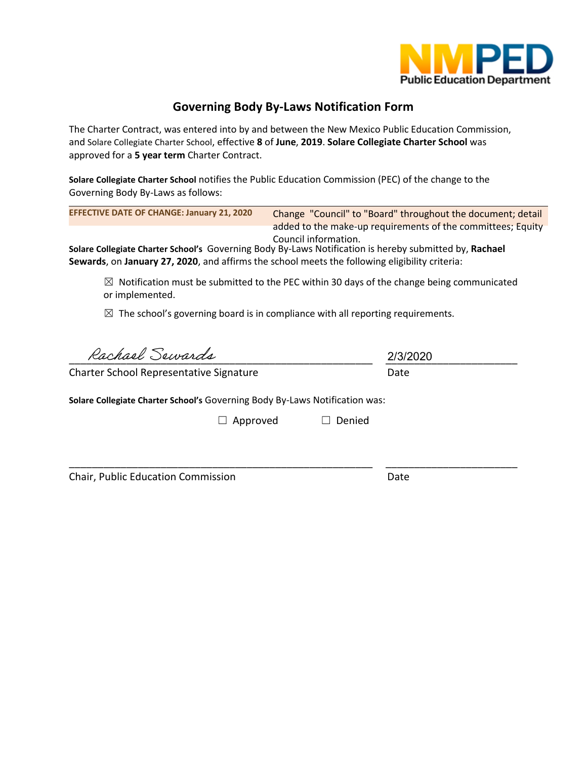NMPED
Public Education Department

## Governing Body By-Laws Notification Form

The Charter Contract, was entered into by and between the New Mexico Public Education Commission, and Solare Collegiate Charter School, effective **8** of **June**, **2019**. **Solare Collegiate Charter School** was approved for a **5 year term** Charter Contract.

**Solare Collegiate Charter School** notifies the Public Education Commission (PEC) of the change to the Governing Body By-Laws as follows:

| EFFECTIVE DATE OF CHANGE: January 21, 2020 | Change "Council" to "Board" throughout the document; detail added to the make-up requirements of the committees; Equity Council information. |
|---|---|

**Solare Collegiate Charter School's** Governing Body By-Laws Notification is hereby submitted by, **Rachael Sewards**, on **January 27, 2020**, and affirms the school meets the following eligibility criteria:

☒ Notification must be submitted to the PEC within 30 days of the change being communicated or implemented.

☒ The school's governing board is in compliance with all reporting requirements.

Rachael Sewards _______________________________ 2/3/2020 ______________

Charter School Representative Signature Date

**Solare Collegiate Charter School's** Governing Body By-Laws Notification was:

☐ Approved ☐ Denied

_______________________________ ______________

Chair, Public Education Commission Date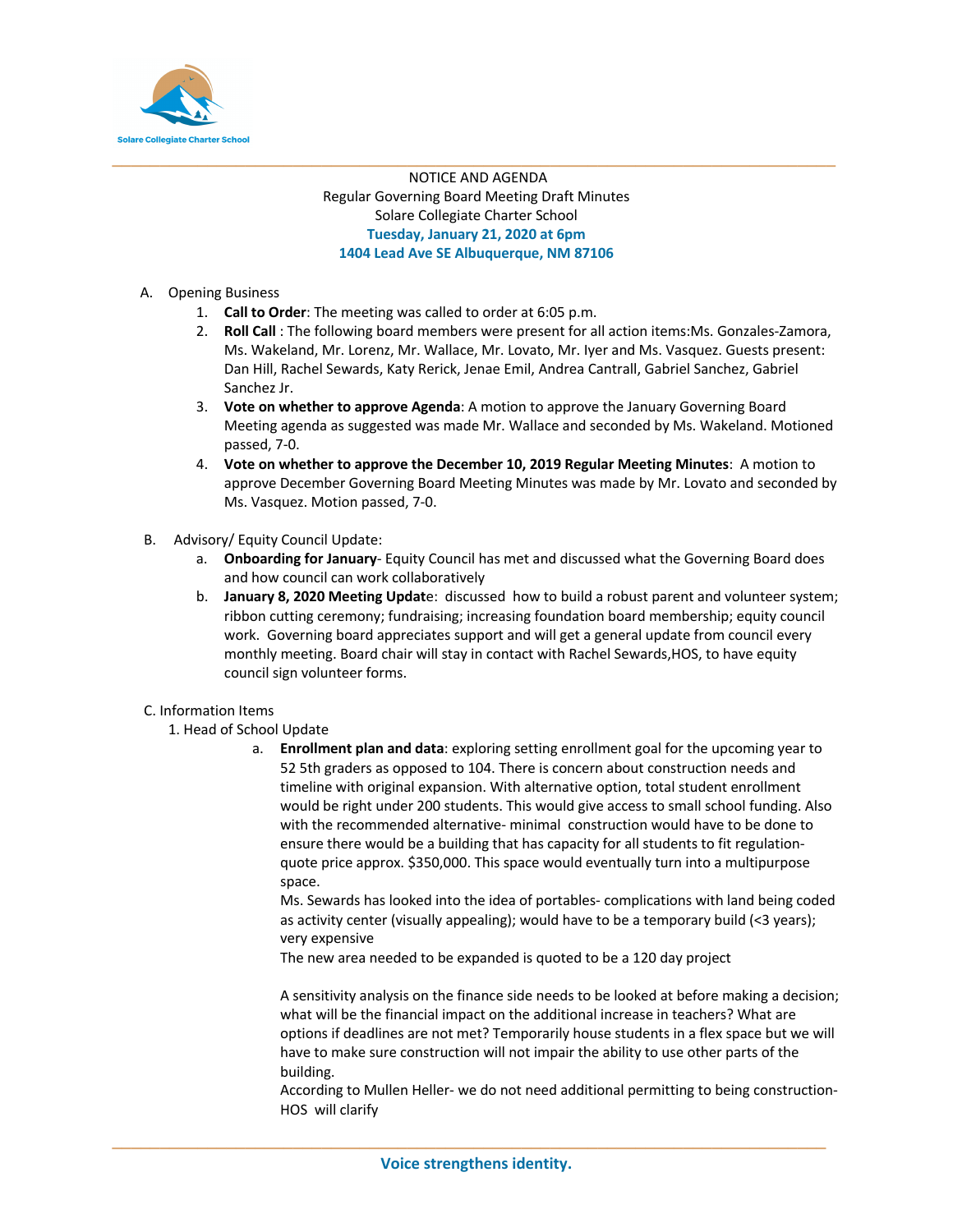NOTICE AND AGENDA
Regular Governing Board Meeting Draft Minutes
Solare Collegiate Charter School
**Tuesday, January 21, 2020 at 6pm**
**1404 Lead Ave SE Albuquerque, NM 87106**

A. Opening Business

1. **Call to Order**: The meeting was called to order at 6:05 p.m.
2. **Roll Call** : The following board members were present for all action items:Ms. Gonzales-Zamora, Ms. Wakeland, Mr. Lorenz, Mr. Wallace, Mr. Lovato, Mr. Iyer and Ms. Vasquez. Guests present: Dan Hill, Rachel Sewards, Katy Rerick, Jenae Emil, Andrea Cantrall, Gabriel Sanchez, Gabriel Sanchez Jr.
3. **Vote on whether to approve Agenda**: A motion to approve the January Governing Board Meeting agenda as suggested was made Mr. Wallace and seconded by Ms. Wakeland. Motioned passed, 7-0.
4. **Vote on whether to approve the December 10, 2019 Regular Meeting Minutes**: A motion to approve December Governing Board Meeting Minutes was made by Mr. Lovato and seconded by Ms. Vasquez. Motion passed, 7-0.

B. Advisory/ Equity Council Update:

a. **Onboarding for January**- Equity Council has met and discussed what the Governing Board does and how council can work collaboratively
b. **January 8, 2020 Meeting Updat**e: discussed how to build a robust parent and volunteer system; ribbon cutting ceremony; fundraising; increasing foundation board membership; equity council work. Governing board appreciates support and will get a general update from council every monthly meeting. Board chair will stay in contact with Rachel Sewards,HOS, to have equity council sign volunteer forms.

C. Information Items

1. Head of School Update

a. **Enrollment plan and data**: exploring setting enrollment goal for the upcoming year to 52 5th graders as opposed to 104. There is concern about construction needs and timeline with original expansion. With alternative option, total student enrollment would be right under 200 students. This would give access to small school funding. Also with the recommended alternative- minimal construction would have to be done to ensure there would be a building that has capacity for all students to fit regulation- quote price approx. $350,000. This space would eventually turn into a multipurpose space.

Ms. Sewards has looked into the idea of portables- complications with land being coded as activity center (visually appealing); would have to be a temporary build (<3 years); very expensive

The new area needed to be expanded is quoted to be a 120 day project

A sensitivity analysis on the finance side needs to be looked at before making a decision; what will be the financial impact on the additional increase in teachers? What are options if deadlines are not met? Temporarily house students in a flex space but we will have to make sure construction will not impair the ability to use other parts of the building.

According to Mullen Heller- we do not need additional permitting to being construction- HOS will clarify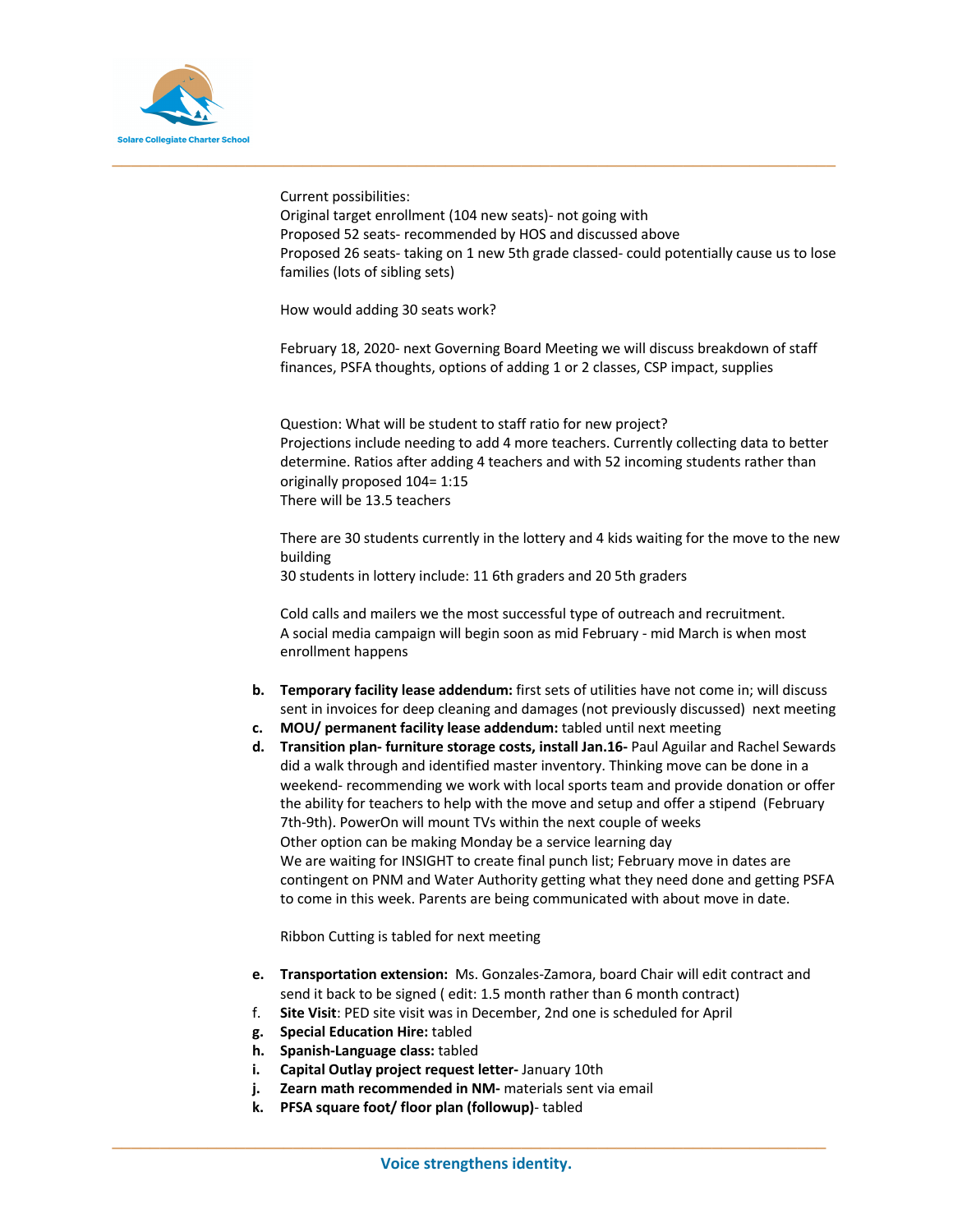Current possibilities:
Original target enrollment (104 new seats)- not going with
Proposed 52 seats- recommended by HOS and discussed above
Proposed 26 seats- taking on 1 new 5th grade classed- could potentially cause us to lose families (lots of sibling sets)

How would adding 30 seats work?

February 18, 2020- next Governing Board Meeting we will discuss breakdown of staff finances, PSFA thoughts, options of adding 1 or 2 classes, CSP impact, supplies

Question: What will be student to staff ratio for new project?
Projections include needing to add 4 more teachers. Currently collecting data to better determine. Ratios after adding 4 teachers and with 52 incoming students rather than originally proposed 104= 1:15
There will be 13.5 teachers

There are 30 students currently in the lottery and 4 kids waiting for the move to the new building
30 students in lottery include: 11 6th graders and 20 5th graders

Cold calls and mailers we the most successful type of outreach and recruitment.
A social media campaign will begin soon as mid February - mid March is when most enrollment happens

b. **Temporary facility lease addendum:** first sets of utilities have not come in; will discuss sent in invoices for deep cleaning and damages (not previously discussed) next meeting
c. **MOU/ permanent facility lease addendum:** tabled until next meeting
d. **Transition plan- furniture storage costs, install Jan.16-** Paul Aguilar and Rachel Sewards did a walk through and identified master inventory. Thinking move can be done in a weekend- recommending we work with local sports team and provide donation or offer the ability for teachers to help with the move and setup and offer a stipend (February 7th-9th). PowerOn will mount TVs within the next couple of weeks
   Other option can be making Monday be a service learning day
   We are waiting for INSIGHT to create final punch list; February move in dates are contingent on PNM and Water Authority getting what they need done and getting PSFA to come in this week. Parents are being communicated with about move in date.

   Ribbon Cutting is tabled for next meeting

e. **Transportation extension:** Ms. Gonzales-Zamora, board Chair will edit contract and send it back to be signed ( edit: 1.5 month rather than 6 month contract)
f. **Site Visit**: PED site visit was in December, 2nd one is scheduled for April
g. **Special Education Hire:** tabled
h. **Spanish-Language class:** tabled
i. **Capital Outlay project request letter-** January 10th
j. **Zearn math recommended in NM-** materials sent via email
k. **PFSA square foot/ floor plan (followup)**- tabled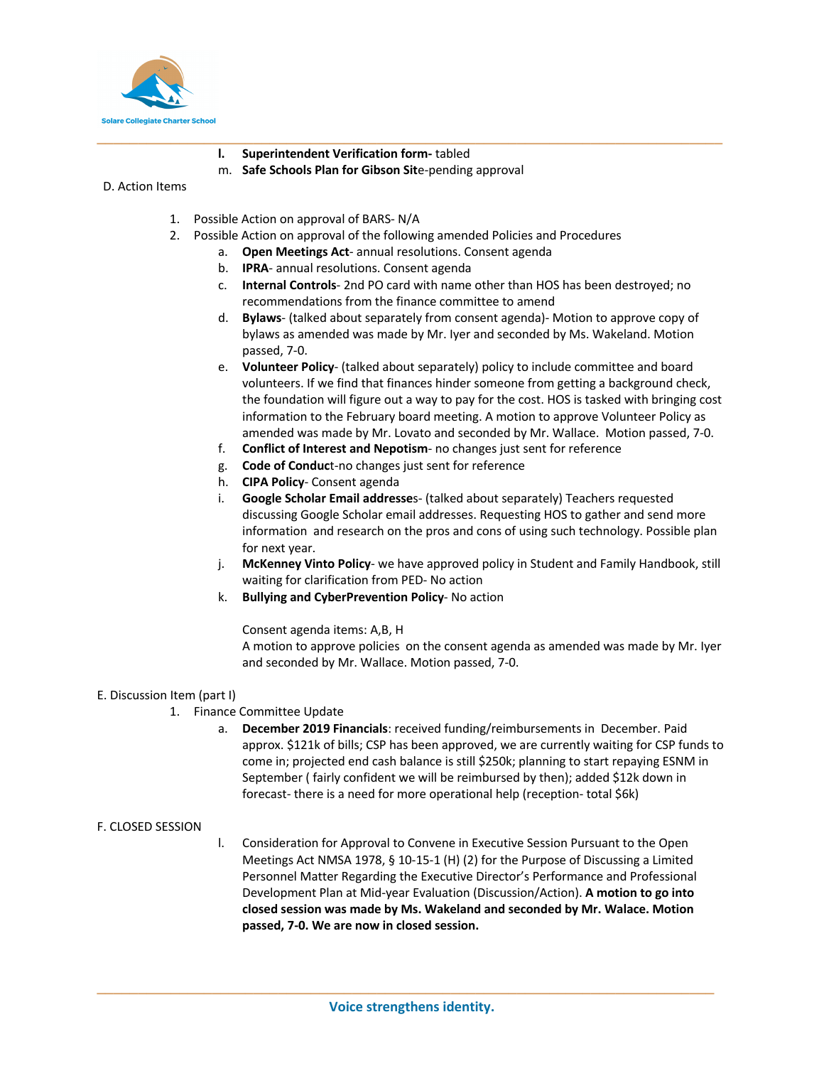l. **Superintendent Verification form-** tabled

m. **Safe Schools Plan for Gibson Sit**e-pending approval

D. Action Items

1. Possible Action on approval of BARS- N/A
2. Possible Action on approval of the following amended Policies and Procedures
   a. **Open Meetings Act**- annual resolutions. Consent agenda
   b. **IPRA**- annual resolutions. Consent agenda
   c. **Internal Controls**- 2nd PO card with name other than HOS has been destroyed; no recommendations from the finance committee to amend
   d. **Bylaws**- (talked about separately from consent agenda)- Motion to approve copy of bylaws as amended was made by Mr. Iyer and seconded by Ms. Wakeland. Motion passed, 7-0.
   e. **Volunteer Policy**- (talked about separately) policy to include committee and board volunteers. If we find that finances hinder someone from getting a background check, the foundation will figure out a way to pay for the cost. HOS is tasked with bringing cost information to the February board meeting. A motion to approve Volunteer Policy as amended was made by Mr. Lovato and seconded by Mr. Wallace. Motion passed, 7-0.
   f. **Conflict of Interest and Nepotism**- no changes just sent for reference
   g. **Code of Conduc**t-no changes just sent for reference
   h. **CIPA Policy**- Consent agenda
   i. **Google Scholar Email addresse**s- (talked about separately) Teachers requested discussing Google Scholar email addresses. Requesting HOS to gather and send more information and research on the pros and cons of using such technology. Possible plan for next year.
   j. **McKenney Vinto Policy**- we have approved policy in Student and Family Handbook, still waiting for clarification from PED- No action
   k. **Bullying and CyberPrevention Policy**- No action

   Consent agenda items: A,B, H

   A motion to approve policies on the consent agenda as amended was made by Mr. Iyer and seconded by Mr. Wallace. Motion passed, 7-0.

E. Discussion Item (part I)

1. Finance Committee Update
   a. **December 2019 Financials**: received funding/reimbursements in December. Paid approx. $121k of bills; CSP has been approved, we are currently waiting for CSP funds to come in; projected end cash balance is still $250k; planning to start repaying ESNM in September ( fairly confident we will be reimbursed by then); added $12k down in forecast- there is a need for more operational help (reception- total $6k)

F. CLOSED SESSION

I. Consideration for Approval to Convene in Executive Session Pursuant to the Open Meetings Act NMSA 1978, § 10-15-1 (H) (2) for the Purpose of Discussing a Limited Personnel Matter Regarding the Executive Director's Performance and Professional Development Plan at Mid-year Evaluation (Discussion/Action). **A motion to go into closed session was made by Ms. Wakeland and seconded by Mr. Walace. Motion passed, 7-0. We are now in closed session.**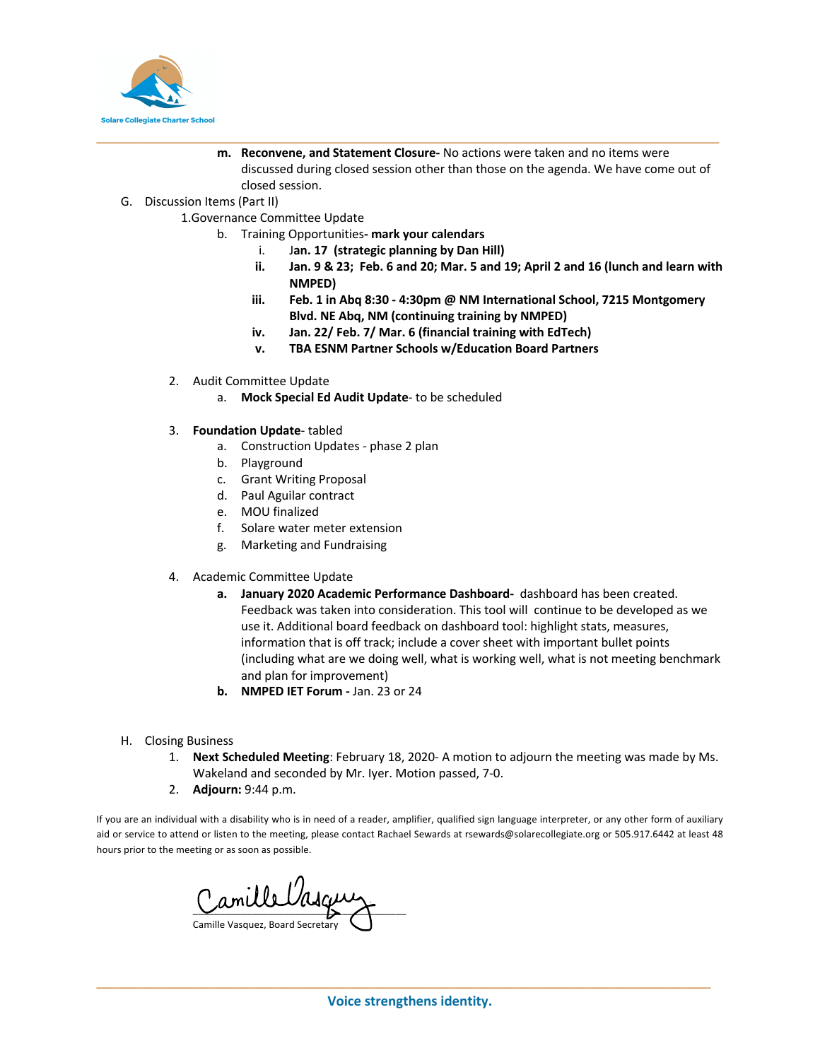m. **Reconvene, and Statement Closure-** No actions were taken and no items were discussed during closed session other than those on the agenda. We have come out of closed session.

G. Discussion Items (Part II)

1. Governance Committee Update
   - b. Training Opportunities**- mark your calendars**
     - i. J**an. 17 (strategic planning by Dan Hill)**
     - **ii. Jan. 9 & 23; Feb. 6 and 20; Mar. 5 and 19; April 2 and 16 (lunch and learn with NMPED)**
     - **iii. Feb. 1 in Abq 8:30 - 4:30pm @ NM International School, 7215 Montgomery Blvd. NE Abq, NM (continuing training by NMPED)**
     - **iv. Jan. 22/ Feb. 7/ Mar. 6 (financial training with EdTech)**
     - **v. TBA ESNM Partner Schools w/Education Board Partners**

2. Audit Committee Update
   - a. **Mock Special Ed Audit Update**- to be scheduled

3. **Foundation Update**- tabled
   - a. Construction Updates - phase 2 plan
   - b. Playground
   - c. Grant Writing Proposal
   - d. Paul Aguilar contract
   - e. MOU finalized
   - f. Solare water meter extension
   - g. Marketing and Fundraising

4. Academic Committee Update
   - **a. January 2020 Academic Performance Dashboard-** dashboard has been created. Feedback was taken into consideration. This tool will continue to be developed as we use it. Additional board feedback on dashboard tool: highlight stats, measures, information that is off track; include a cover sheet with important bullet points (including what are we doing well, what is working well, what is not meeting benchmark and plan for improvement)
   - **b. NMPED IET Forum -** Jan. 23 or 24

H. Closing Business

1. **Next Scheduled Meeting**: February 18, 2020- A motion to adjourn the meeting was made by Ms. Wakeland and seconded by Mr. Iyer. Motion passed, 7-0.
2. **Adjourn:** 9:44 p.m.

If you are an individual with a disability who is in need of a reader, amplifier, qualified sign language interpreter, or any other form of auxiliary aid or service to attend or listen to the meeting, please contact Rachael Sewards at rsewards@solarecollegiate.org or 505.917.6442 at least 48 hours prior to the meeting or as soon as possible.

Camille Vasquez

Camille Vasquez, Board Secretary

**Voice strengthens identity.**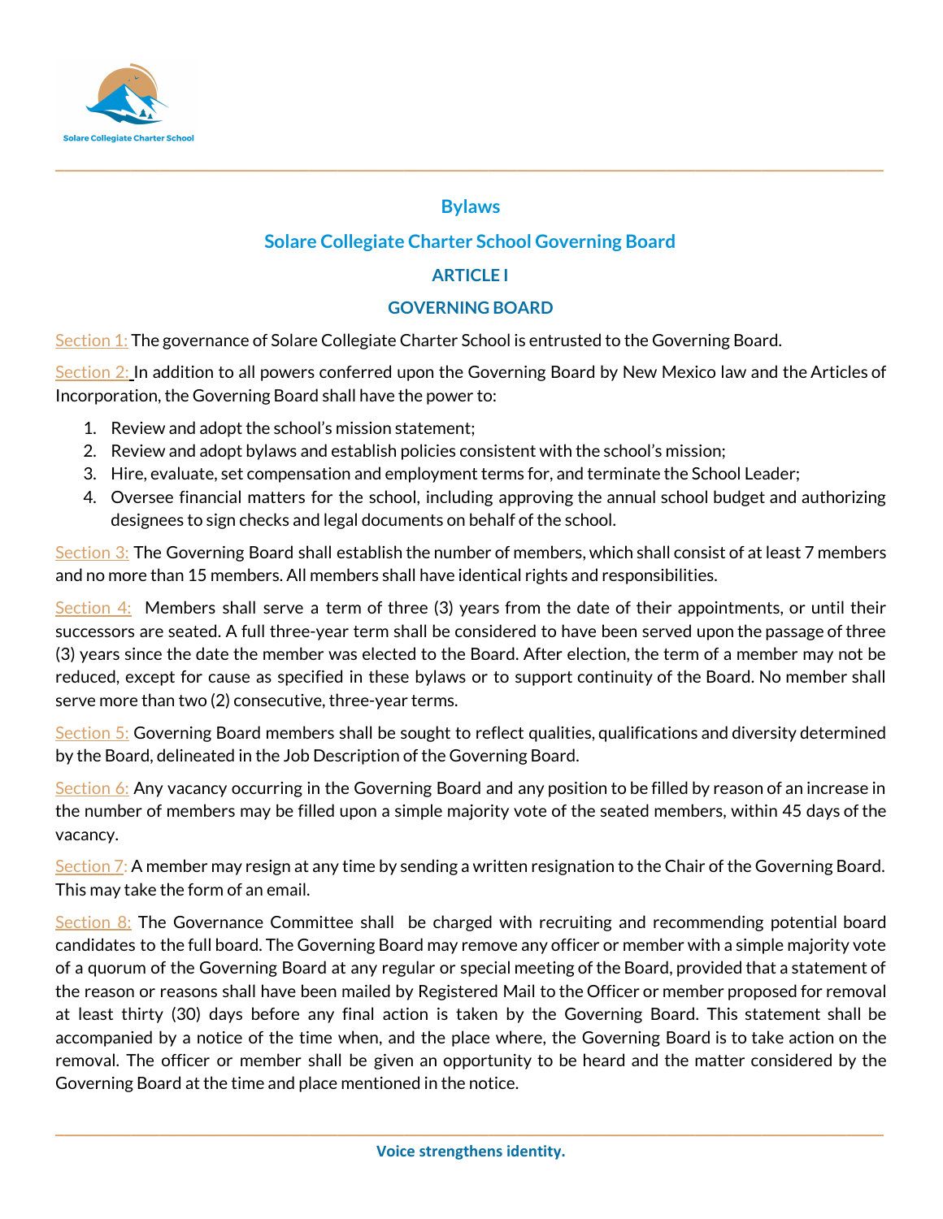# Bylaws

## Solare Collegiate Charter School Governing Board

### ARTICLE I

### GOVERNING BOARD

Section 1: The governance of Solare Collegiate Charter School is entrusted to the Governing Board.

Section 2: In addition to all powers conferred upon the Governing Board by New Mexico law and the Articles of Incorporation, the Governing Board shall have the power to:

1. Review and adopt the school's mission statement;
2. Review and adopt bylaws and establish policies consistent with the school's mission;
3. Hire, evaluate, set compensation and employment terms for, and terminate the School Leader;
4. Oversee financial matters for the school, including approving the annual school budget and authorizing designees to sign checks and legal documents on behalf of the school.

Section 3: The Governing Board shall establish the number of members, which shall consist of at least 7 members and no more than 15 members. All members shall have identical rights and responsibilities.

Section 4: Members shall serve a term of three (3) years from the date of their appointments, or until their successors are seated. A full three-year term shall be considered to have been served upon the passage of three (3) years since the date the member was elected to the Board. After election, the term of a member may not be reduced, except for cause as specified in these bylaws or to support continuity of the Board. No member shall serve more than two (2) consecutive, three-year terms.

Section 5: Governing Board members shall be sought to reflect qualities, qualifications and diversity determined by the Board, delineated in the Job Description of the Governing Board.

Section 6: Any vacancy occurring in the Governing Board and any position to be filled by reason of an increase in the number of members may be filled upon a simple majority vote of the seated members, within 45 days of the vacancy.

Section 7: A member may resign at any time by sending a written resignation to the Chair of the Governing Board. This may take the form of an email.

Section 8: The Governance Committee shall be charged with recruiting and recommending potential board candidates to the full board. The Governing Board may remove any officer or member with a simple majority vote of a quorum of the Governing Board at any regular or special meeting of the Board, provided that a statement of the reason or reasons shall have been mailed by Registered Mail to the Officer or member proposed for removal at least thirty (30) days before any final action is taken by the Governing Board. This statement shall be accompanied by a notice of the time when, and the place where, the Governing Board is to take action on the removal. The officer or member shall be given an opportunity to be heard and the matter considered by the Governing Board at the time and place mentioned in the notice.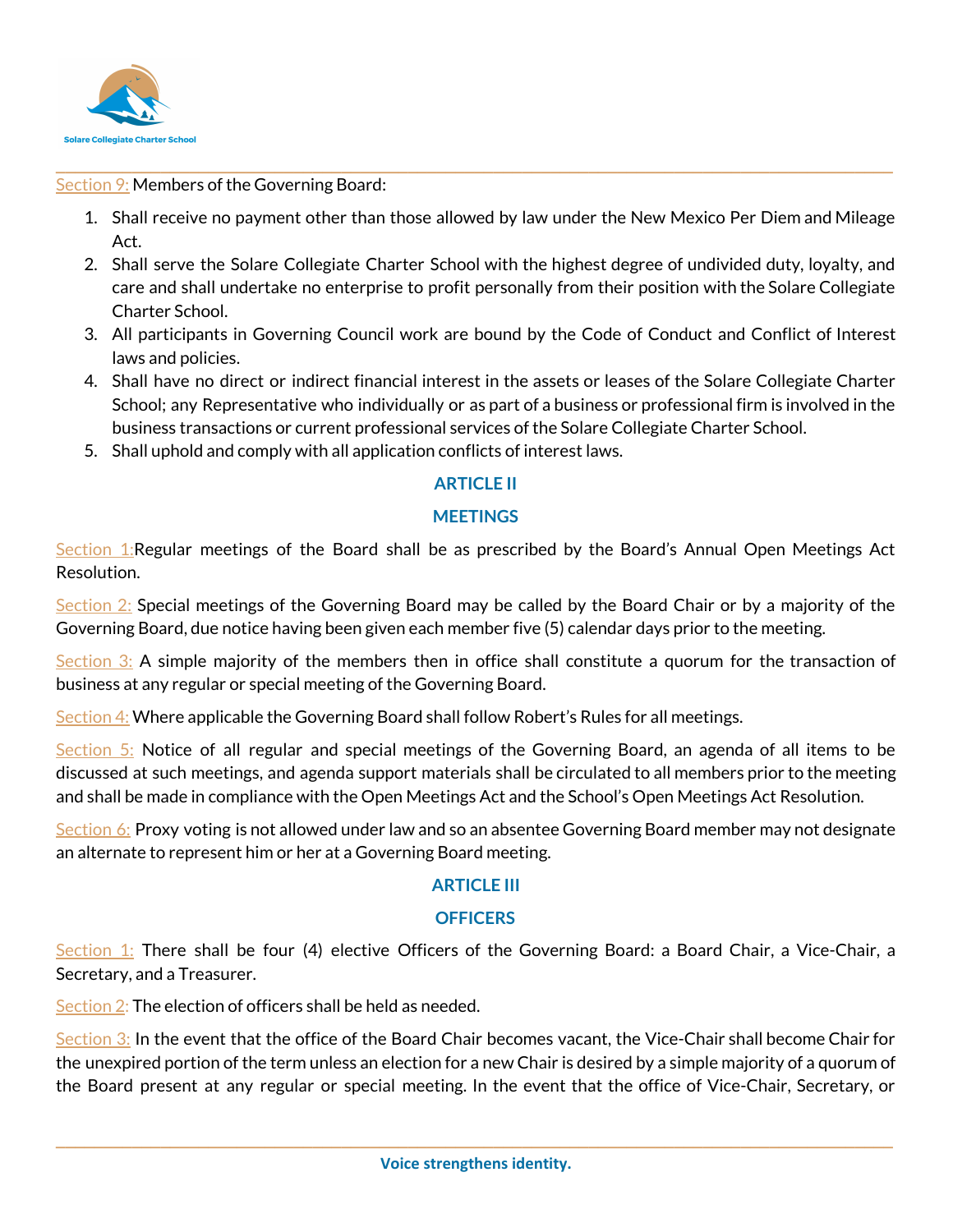Section 9: Members of the Governing Board:

1. Shall receive no payment other than those allowed by law under the New Mexico Per Diem and Mileage Act.
2. Shall serve the Solare Collegiate Charter School with the highest degree of undivided duty, loyalty, and care and shall undertake no enterprise to profit personally from their position with the Solare Collegiate Charter School.
3. All participants in Governing Council work are bound by the Code of Conduct and Conflict of Interest laws and policies.
4. Shall have no direct or indirect financial interest in the assets or leases of the Solare Collegiate Charter School; any Representative who individually or as part of a business or professional firm is involved in the business transactions or current professional services of the Solare Collegiate Charter School.
5. Shall uphold and comply with all application conflicts of interest laws.

## ARTICLE II

## MEETINGS

Section 1: Regular meetings of the Board shall be as prescribed by the Board's Annual Open Meetings Act Resolution.

Section 2: Special meetings of the Governing Board may be called by the Board Chair or by a majority of the Governing Board, due notice having been given each member five (5) calendar days prior to the meeting.

Section 3: A simple majority of the members then in office shall constitute a quorum for the transaction of business at any regular or special meeting of the Governing Board.

Section 4: Where applicable the Governing Board shall follow Robert's Rules for all meetings.

Section 5: Notice of all regular and special meetings of the Governing Board, an agenda of all items to be discussed at such meetings, and agenda support materials shall be circulated to all members prior to the meeting and shall be made in compliance with the Open Meetings Act and the School's Open Meetings Act Resolution.

Section 6: Proxy voting is not allowed under law and so an absentee Governing Board member may not designate an alternate to represent him or her at a Governing Board meeting.

## ARTICLE III

## OFFICERS

Section 1: There shall be four (4) elective Officers of the Governing Board: a Board Chair, a Vice-Chair, a Secretary, and a Treasurer.

Section 2: The election of officers shall be held as needed.

Section 3: In the event that the office of the Board Chair becomes vacant, the Vice-Chair shall become Chair for the unexpired portion of the term unless an election for a new Chair is desired by a simple majority of a quorum of the Board present at any regular or special meeting. In the event that the office of Vice-Chair, Secretary, or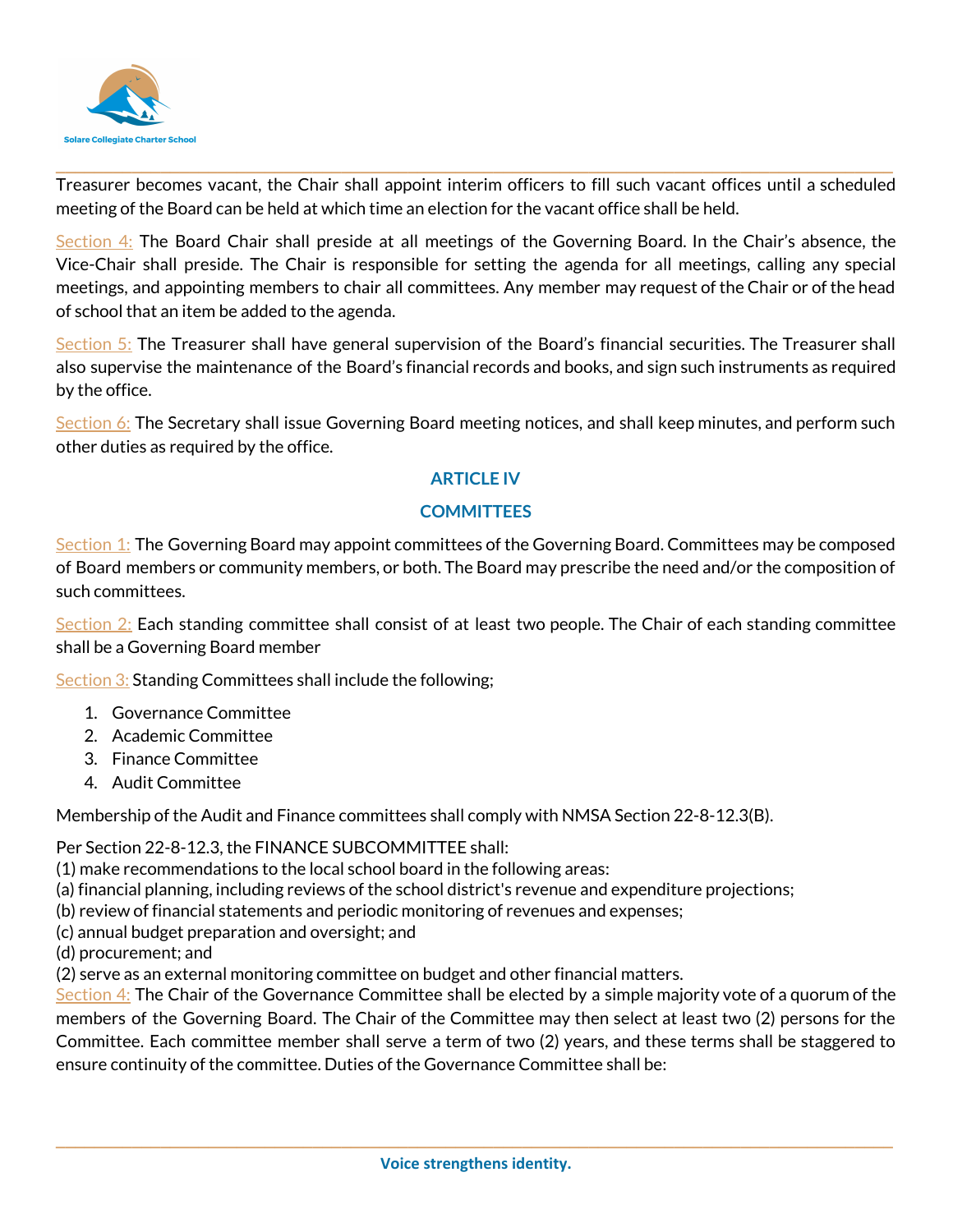Treasurer becomes vacant, the Chair shall appoint interim officers to fill such vacant offices until a scheduled meeting of the Board can be held at which time an election for the vacant office shall be held.

Section 4: The Board Chair shall preside at all meetings of the Governing Board. In the Chair's absence, the Vice-Chair shall preside. The Chair is responsible for setting the agenda for all meetings, calling any special meetings, and appointing members to chair all committees. Any member may request of the Chair or of the head of school that an item be added to the agenda.

Section 5: The Treasurer shall have general supervision of the Board's financial securities. The Treasurer shall also supervise the maintenance of the Board's financial records and books, and sign such instruments as required by the office.

Section 6: The Secretary shall issue Governing Board meeting notices, and shall keep minutes, and perform such other duties as required by the office.

## ARTICLE IV

## COMMITTEES

Section 1: The Governing Board may appoint committees of the Governing Board. Committees may be composed of Board members or community members, or both. The Board may prescribe the need and/or the composition of such committees.

Section 2: Each standing committee shall consist of at least two people. The Chair of each standing committee shall be a Governing Board member

Section 3: Standing Committees shall include the following;

1. Governance Committee
2. Academic Committee
3. Finance Committee
4. Audit Committee

Membership of the Audit and Finance committees shall comply with NMSA Section 22-8-12.3(B).

Per Section 22-8-12.3, the FINANCE SUBCOMMITTEE shall:
(1) make recommendations to the local school board in the following areas:
(a) financial planning, including reviews of the school district's revenue and expenditure projections;
(b) review of financial statements and periodic monitoring of revenues and expenses;
(c) annual budget preparation and oversight; and
(d) procurement; and
(2) serve as an external monitoring committee on budget and other financial matters.

Section 4: The Chair of the Governance Committee shall be elected by a simple majority vote of a quorum of the members of the Governing Board. The Chair of the Committee may then select at least two (2) persons for the Committee. Each committee member shall serve a term of two (2) years, and these terms shall be staggered to ensure continuity of the committee. Duties of the Governance Committee shall be: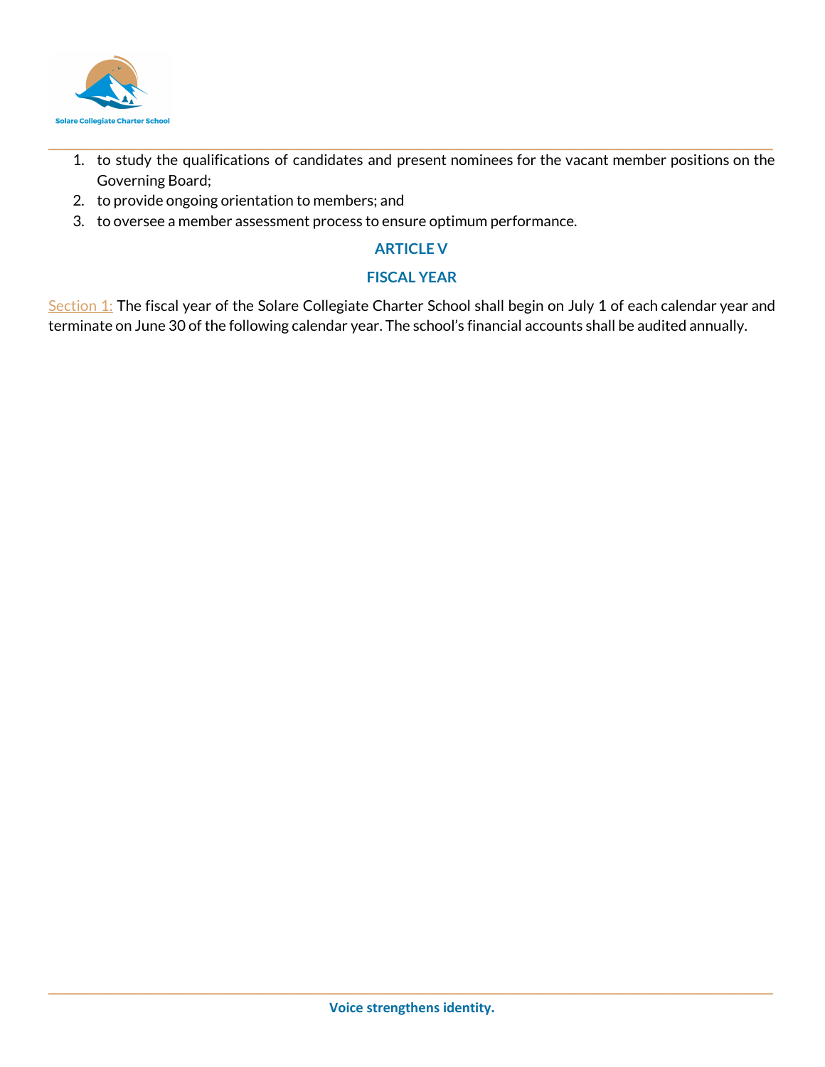1. to study the qualifications of candidates and present nominees for the vacant member positions on the Governing Board;
2. to provide ongoing orientation to members; and
3. to oversee a member assessment process to ensure optimum performance.

## ARTICLE V

## FISCAL YEAR

Section 1: The fiscal year of the Solare Collegiate Charter School shall begin on July 1 of each calendar year and terminate on June 30 of the following calendar year. The school's financial accounts shall be audited annually.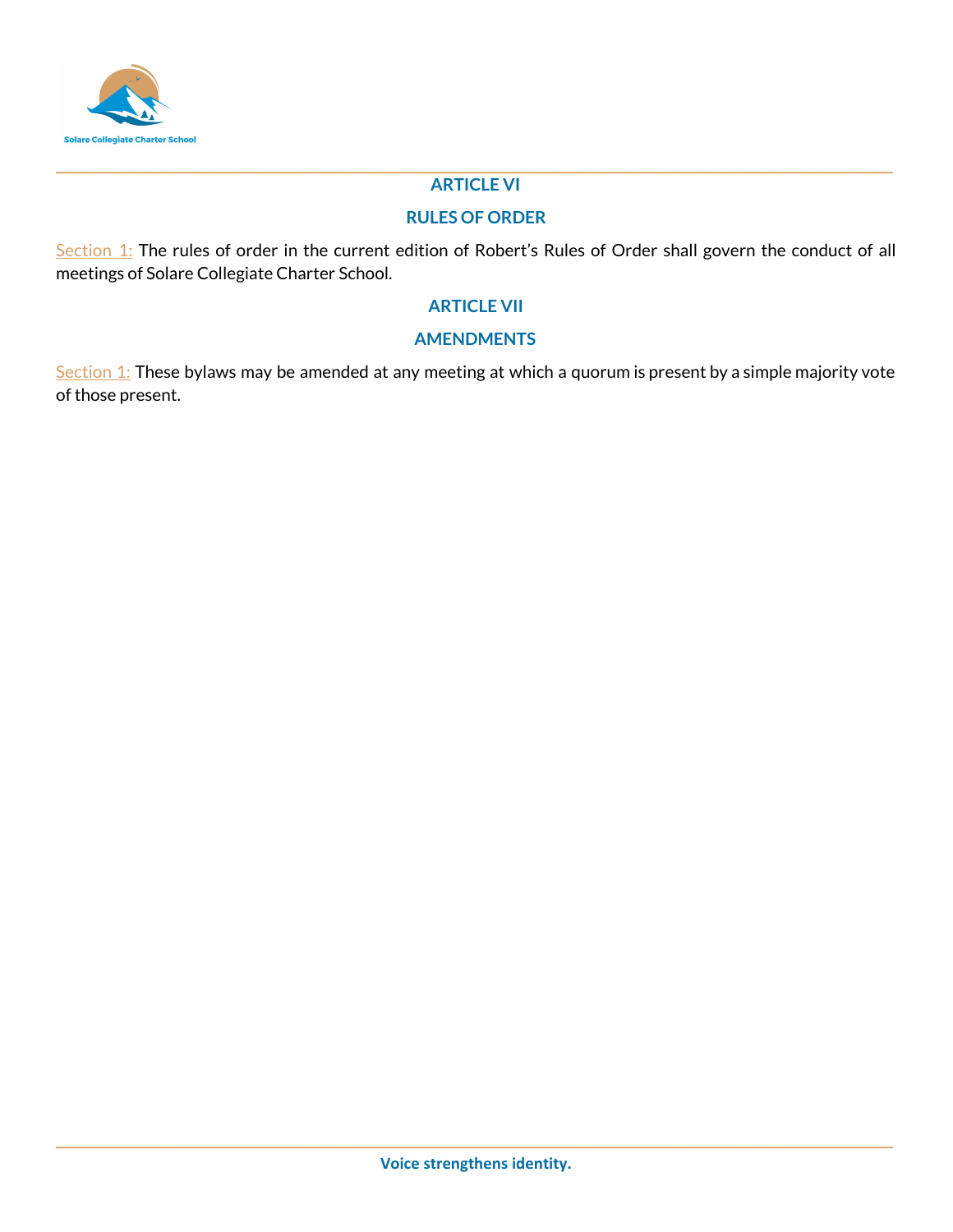## ARTICLE VI

## RULES OF ORDER

Section 1: The rules of order in the current edition of Robert's Rules of Order shall govern the conduct of all meetings of Solare Collegiate Charter School.

## ARTICLE VII

## AMENDMENTS

Section 1: These bylaws may be amended at any meeting at which a quorum is present by a simple majority vote of those present.